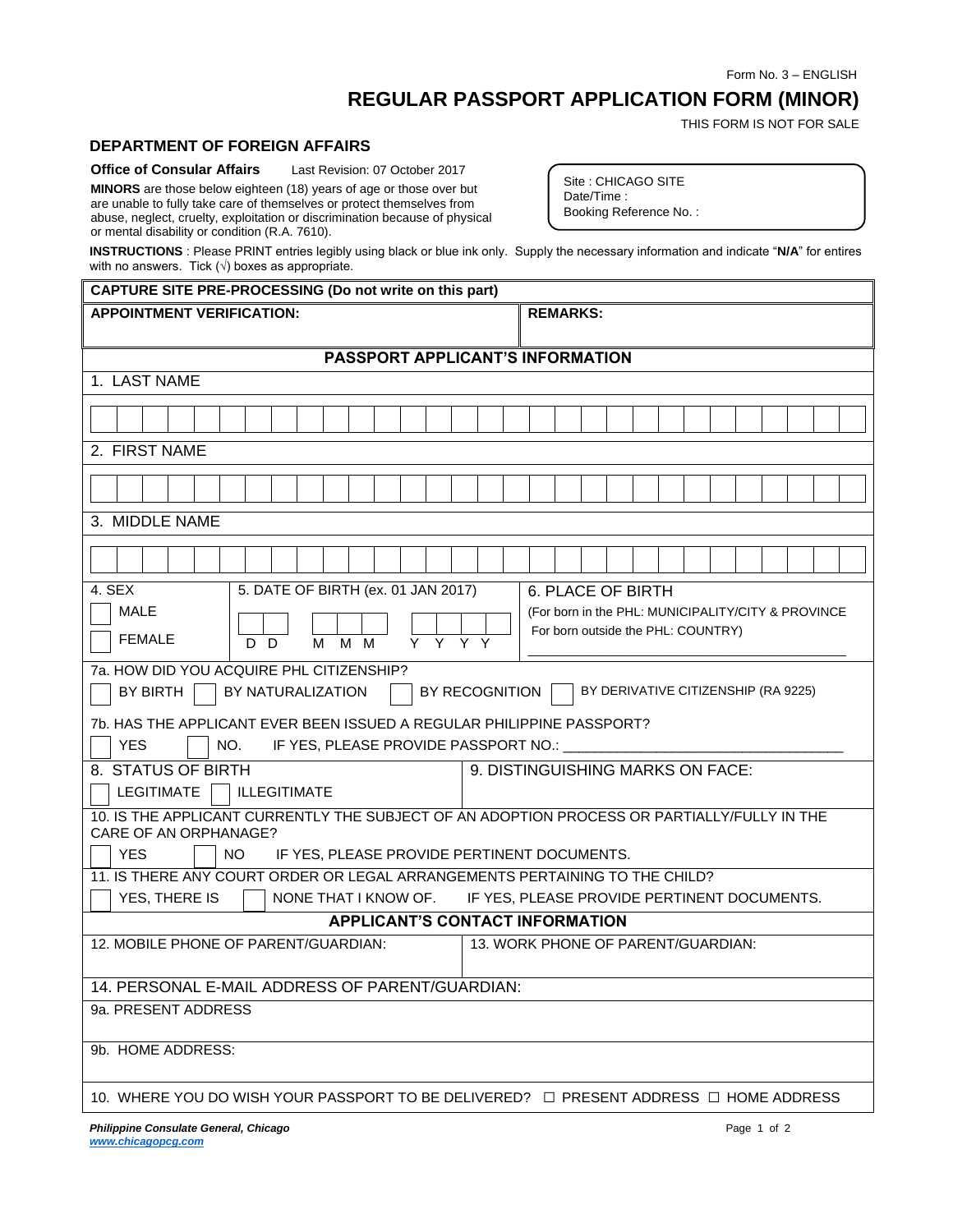Form No. 3 – ENGLISH

# REGULAR PASSPORT APPLICATION FORM (MINOR)

THIS FORM IS NOT FOR SALE

## DEPARTMENT OF FOREIGN AFFAIRS

**Office of Consular Affairs** Last Revision: 07 October 2017

**MINORS** are those below eighteen (18) years of age or those over but are unable to fully take care of themselves or protect themselves from abuse, neglect, cruelty, exploitation or discrimination because of physical or mental disability or condition (R.A. 7610).

Site : CHICAGO SITE
Date/Time :
Booking Reference No. :

**INSTRUCTIONS** : Please PRINT entries legibly using black or blue ink only. Supply the necessary information and indicate "**N/A**" for entires with no answers. Tick (√) boxes as appropriate.

**CAPTURE SITE PRE-PROCESSING (Do not write on this part)**

| APPOINTMENT VERIFICATION: | REMARKS: |
|---|---|
| | |

### PASSPORT APPLICANT'S INFORMATION

1. LAST NAME

2. FIRST NAME

3. MIDDLE NAME

4. SEX
☐ MALE
☐ FEMALE

5. DATE OF BIRTH (ex. 01 JAN 2017)
D D M M M Y Y Y Y

6. PLACE OF BIRTH
(For born in the PHL: MUNICIPALITY/CITY & PROVINCE
For born outside the PHL: COUNTRY)

7a. HOW DID YOU ACQUIRE PHL CITIZENSHIP?
☐ BY BIRTH ☐ BY NATURALIZATION ☐ BY RECOGNITION ☐ BY DERIVATIVE CITIZENSHIP (RA 9225)

7b. HAS THE APPLICANT EVER BEEN ISSUED A REGULAR PHILIPPINE PASSPORT?
☐ YES ☐ NO. IF YES, PLEASE PROVIDE PASSPORT NO.: ___________________________________

8. STATUS OF BIRTH
☐ LEGITIMATE ☐ ILLEGITIMATE

9. DISTINGUISHING MARKS ON FACE:

10. IS THE APPLICANT CURRENTLY THE SUBJECT OF AN ADOPTION PROCESS OR PARTIALLY/FULLY IN THE CARE OF AN ORPHANAGE?
☐ YES ☐ NO IF YES, PLEASE PROVIDE PERTINENT DOCUMENTS.

11. IS THERE ANY COURT ORDER OR LEGAL ARRANGEMENTS PERTAINING TO THE CHILD?
☐ YES, THERE IS ☐ NONE THAT I KNOW OF. IF YES, PLEASE PROVIDE PERTINENT DOCUMENTS.

### APPLICANT'S CONTACT INFORMATION

12. MOBILE PHONE OF PARENT/GUARDIAN:

13. WORK PHONE OF PARENT/GUARDIAN:

14. PERSONAL E-MAIL ADDRESS OF PARENT/GUARDIAN:

9a. PRESENT ADDRESS

9b. HOME ADDRESS:

10. WHERE YOU DO WISH YOUR PASSPORT TO BE DELIVERED? ☐ PRESENT ADDRESS ☐ HOME ADDRESS

*Philippine Consulate General, Chicago*
*www.chicagopcg.com*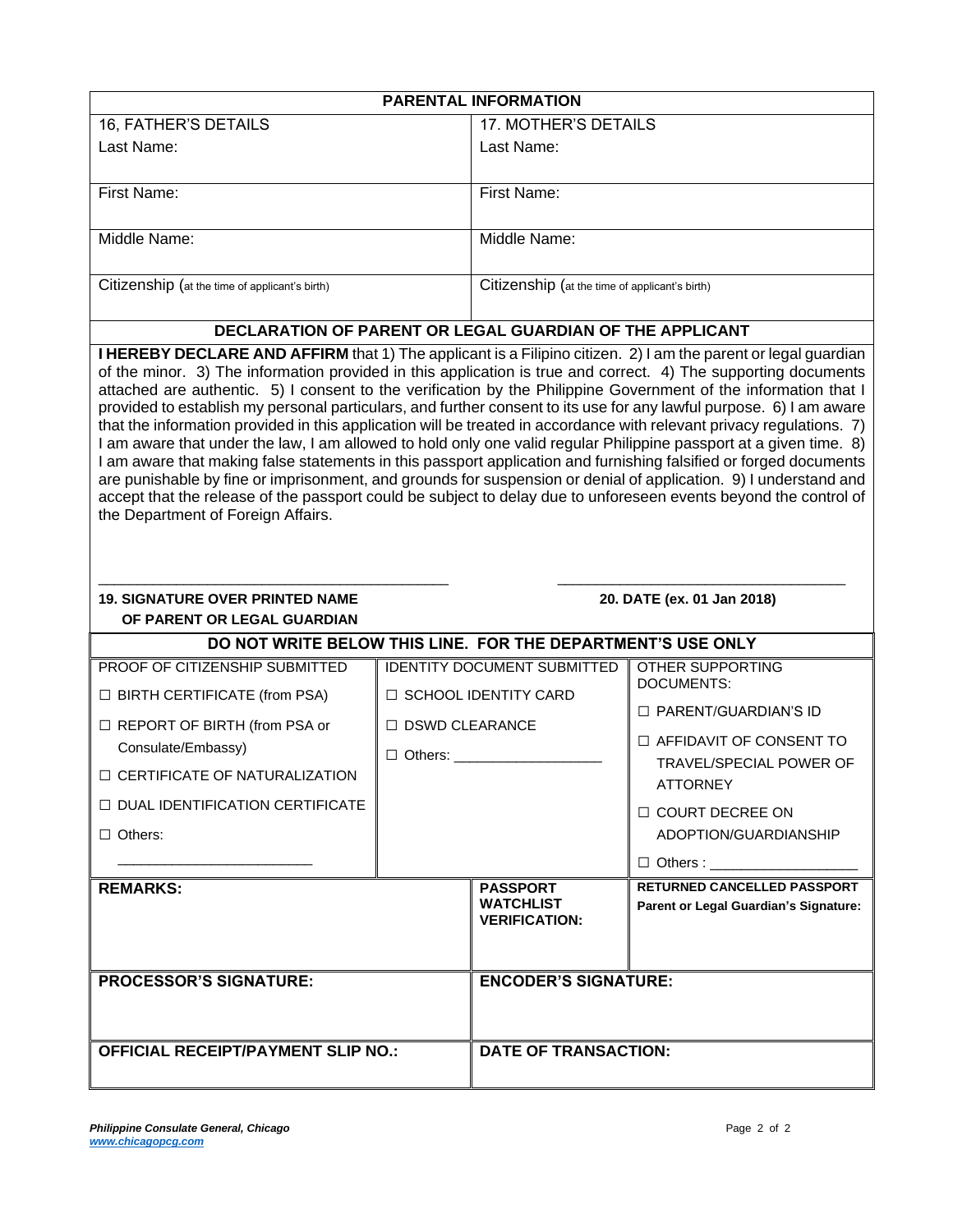## PARENTAL INFORMATION

| 16, FATHER'S DETAILS | 17. MOTHER'S DETAILS |
|---|---|
| Last Name: | Last Name: |
| First Name: | First Name: |
| Middle Name: | Middle Name: |
| Citizenship (at the time of applicant's birth) | Citizenship (at the time of applicant's birth) |

## DECLARATION OF PARENT OR LEGAL GUARDIAN OF THE APPLICANT

**I HEREBY DECLARE AND AFFIRM** that 1) The applicant is a Filipino citizen. 2) I am the parent or legal guardian of the minor. 3) The information provided in this application is true and correct. 4) The supporting documents attached are authentic. 5) I consent to the verification by the Philippine Government of the information that I provided to establish my personal particulars, and further consent to its use for any lawful purpose. 6) I am aware that the information provided in this application will be treated in accordance with relevant privacy regulations. 7) I am aware that under the law, I am allowed to hold only one valid regular Philippine passport at a given time. 8) I am aware that making false statements in this passport application and furnishing falsified or forged documents are punishable by fine or imprisonment, and grounds for suspension or denial of application. 9) I understand and accept that the release of the passport could be subject to delay due to unforeseen events beyond the control of the Department of Foreign Affairs.

\_\_\_\_\_\_\_\_\_\_\_\_\_\_\_\_\_\_\_\_\_\_\_\_\_\_\_\_\_\_\_\_\_\_\_\_\_\_\_\_\_\_ \_\_\_\_\_\_\_\_\_\_\_\_\_\_\_\_\_\_\_\_\_\_\_\_\_\_\_\_\_\_\_\_\_\_\_

**19. SIGNATURE OVER PRINTED NAME OF PARENT OR LEGAL GUARDIAN** **20. DATE (ex. 01 Jan 2018)**

## DO NOT WRITE BELOW THIS LINE. FOR THE DEPARTMENT'S USE ONLY

| PROOF OF CITIZENSHIP SUBMITTED | IDENTITY DOCUMENT SUBMITTED | OTHER SUPPORTING DOCUMENTS: |
|---|---|---|
| ☐ BIRTH CERTIFICATE (from PSA) | ☐ SCHOOL IDENTITY CARD | ☐ PARENT/GUARDIAN'S ID |
| ☐ REPORT OF BIRTH (from PSA or Consulate/Embassy) | ☐ DSWD CLEARANCE | ☐ AFFIDAVIT OF CONSENT TO TRAVEL/SPECIAL POWER OF ATTORNEY |
| ☐ CERTIFICATE OF NATURALIZATION | ☐ Others: \_\_\_\_\_\_\_\_\_\_\_\_\_\_\_\_\_\_ | ☐ COURT DECREE ON ADOPTION/GUARDIANSHIP |
| ☐ DUAL IDENTIFICATION CERTIFICATE | | ☐ Others : \_\_\_\_\_\_\_\_\_\_\_\_\_\_\_\_\_\_ |
| ☐ Others: \_\_\_\_\_\_\_\_\_\_\_\_\_\_\_\_\_\_\_\_\_\_\_\_ | | |

| **REMARKS:** | **PASSPORT WATCHLIST VERIFICATION:** | **RETURNED CANCELLED PASSPORT** **Parent or Legal Guardian's Signature:** |
|---|---|---|
| | | |

| **PROCESSOR'S SIGNATURE:** | **ENCODER'S SIGNATURE:** |
|---|---|
| **OFFICIAL RECEIPT/PAYMENT SLIP NO.:** | **DATE OF TRANSACTION:** |